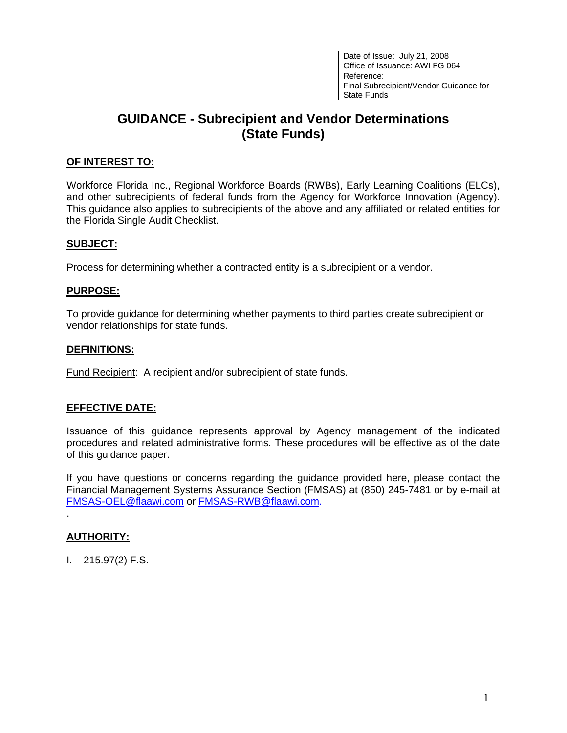| Date of Issue: July 21, 2008 |
| --- |
| Office of Issuance: AWI FG 064 |
| Reference: Final Subrecipient/Vendor Guidance for State Funds |

# GUIDANCE - Subrecipient and Vendor Determinations (State Funds)

## OF INTEREST TO:

Workforce Florida Inc., Regional Workforce Boards (RWBs), Early Learning Coalitions (ELCs), and other subrecipients of federal funds from the Agency for Workforce Innovation (Agency). This guidance also applies to subrecipients of the above and any affiliated or related entities for the Florida Single Audit Checklist.

## SUBJECT:

Process for determining whether a contracted entity is a subrecipient or a vendor.

## PURPOSE:

To provide guidance for determining whether payments to third parties create subrecipient or vendor relationships for state funds.

## DEFINITIONS:

Fund Recipient: A recipient and/or subrecipient of state funds.

## EFFECTIVE DATE:

Issuance of this guidance represents approval by Agency management of the indicated procedures and related administrative forms. These procedures will be effective as of the date of this guidance paper.

If you have questions or concerns regarding the guidance provided here, please contact the Financial Management Systems Assurance Section (FMSAS) at (850) 245-7481 or by e-mail at FMSAS-OEL@flaawi.com or FMSAS-RWB@flaawi.com.

.

## AUTHORITY:

I. 215.97(2) F.S.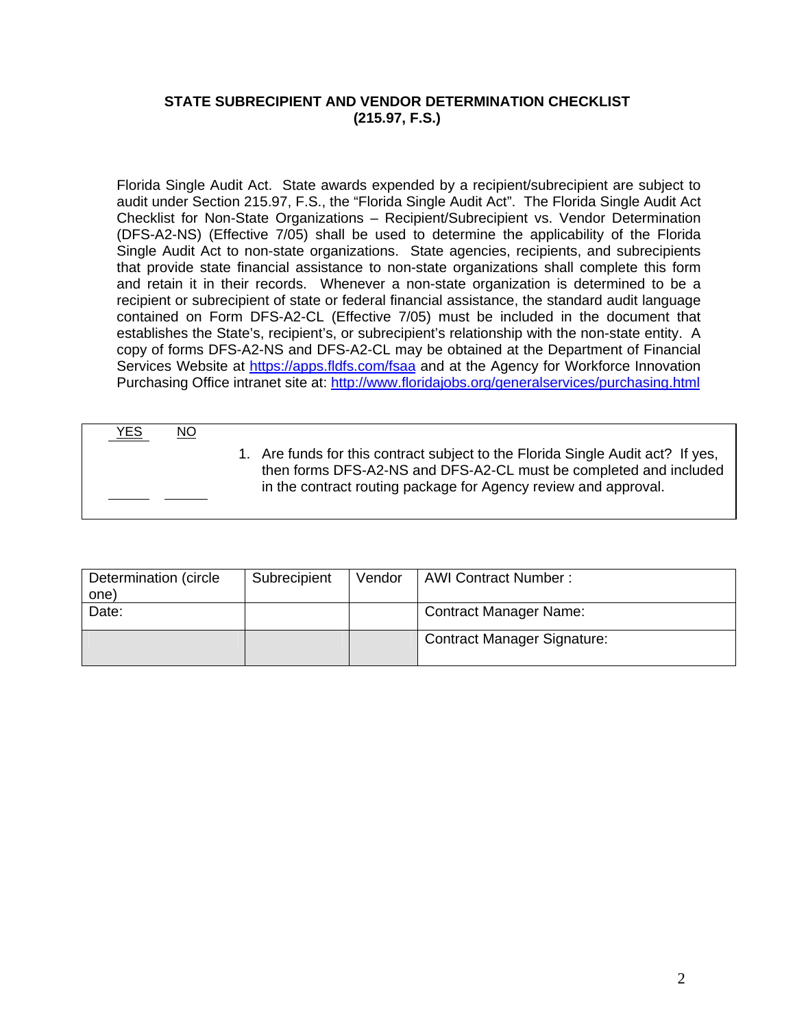## STATE SUBRECIPIENT AND VENDOR DETERMINATION CHECKLIST (215.97, F.S.)

Florida Single Audit Act. State awards expended by a recipient/subrecipient are subject to audit under Section 215.97, F.S., the "Florida Single Audit Act". The Florida Single Audit Act Checklist for Non-State Organizations – Recipient/Subrecipient vs. Vendor Determination (DFS-A2-NS) (Effective 7/05) shall be used to determine the applicability of the Florida Single Audit Act to non-state organizations. State agencies, recipients, and subrecipients that provide state financial assistance to non-state organizations shall complete this form and retain it in their records. Whenever a non-state organization is determined to be a recipient or subrecipient of state or federal financial assistance, the standard audit language contained on Form DFS-A2-CL (Effective 7/05) must be included in the document that establishes the State's, recipient's, or subrecipient's relationship with the non-state entity. A copy of forms DFS-A2-NS and DFS-A2-CL may be obtained at the Department of Financial Services Website at https://apps.fldfs.com/fsaa and at the Agency for Workforce Innovation Purchasing Office intranet site at: http://www.floridajobs.org/generalservices/purchasing.html

| YES | NO | |
|---|---|---|
| ____ | ____ | 1. Are funds for this contract subject to the Florida Single Audit act? If yes, then forms DFS-A2-NS and DFS-A2-CL must be completed and included in the contract routing package for Agency review and approval. |

| Determination (circle one) | Subrecipient | Vendor | AWI Contract Number : |
|---|---|---|---|
| Date: | | | Contract Manager Name: |
| | | | Contract Manager Signature: |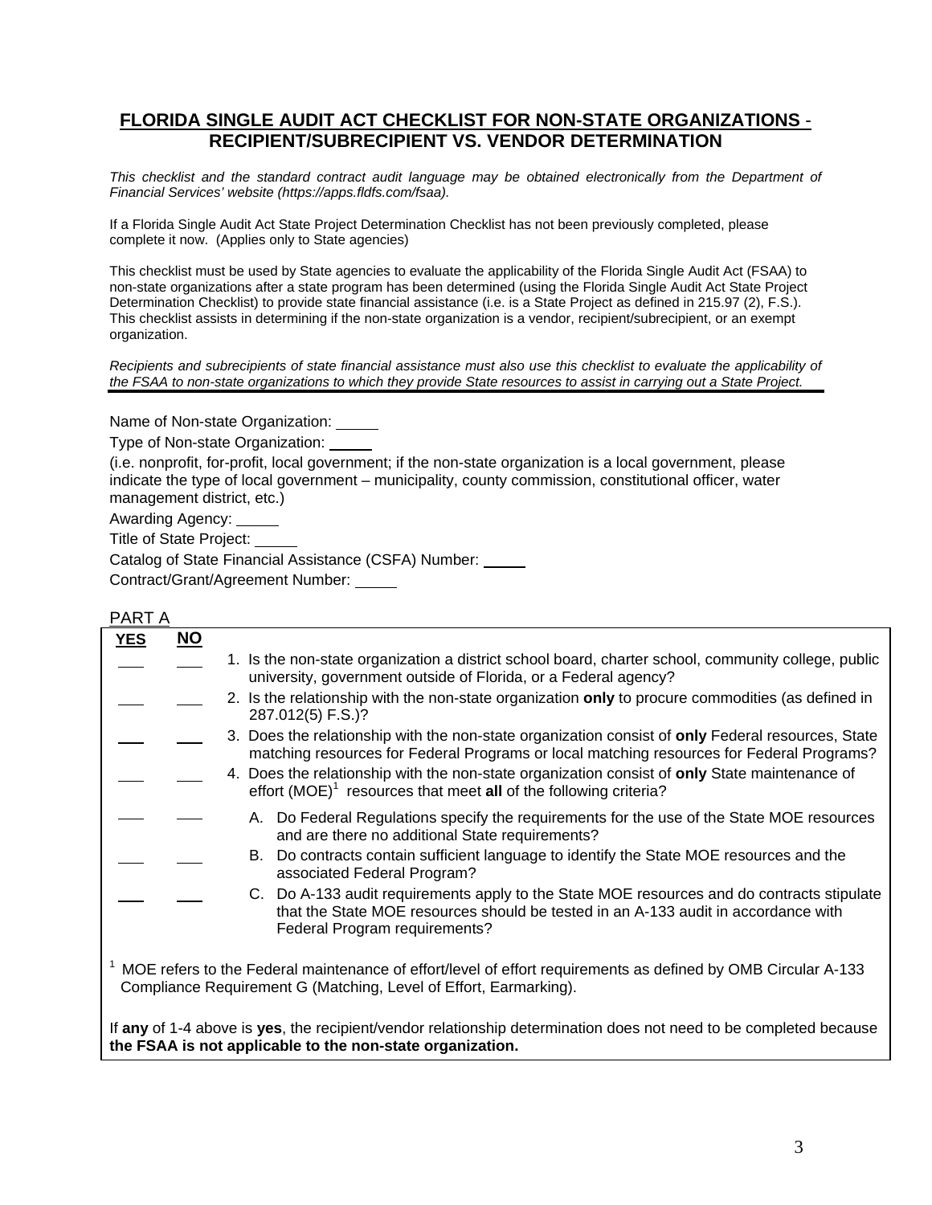# **FLORIDA SINGLE AUDIT ACT CHECKLIST FOR NON-STATE ORGANIZATIONS - RECIPIENT/SUBRECIPIENT VS. VENDOR DETERMINATION**

*This checklist and the standard contract audit language may be obtained electronically from the Department of Financial Services' website (https://apps.fldfs.com/fsaa).*

If a Florida Single Audit Act State Project Determination Checklist has not been previously completed, please complete it now. (Applies only to State agencies)

This checklist must be used by State agencies to evaluate the applicability of the Florida Single Audit Act (FSAA) to non-state organizations after a state program has been determined (using the Florida Single Audit Act State Project Determination Checklist) to provide state financial assistance (i.e. is a State Project as defined in 215.97 (2), F.S.). This checklist assists in determining if the non-state organization is a vendor, recipient/subrecipient, or an exempt organization.

*Recipients and subrecipients of state financial assistance must also use this checklist to evaluate the applicability of the FSAA to non-state organizations to which they provide State resources to assist in carrying out a State Project.*

---

Name of Non-state Organization: \_\_\_\_\_

Type of Non-state Organization: \_\_\_\_\_

(i.e. nonprofit, for-profit, local government; if the non-state organization is a local government, please indicate the type of local government – municipality, county commission, constitutional officer, water management district, etc.)

Awarding Agency: \_\_\_\_\_

Title of State Project: \_\_\_\_\_

Catalog of State Financial Assistance (CSFA) Number: \_\_\_\_\_

Contract/Grant/Agreement Number: \_\_\_\_\_

PART A

| YES | NO | |
|---|---|---|
| \_\_\_ | \_\_\_ | 1. Is the non-state organization a district school board, charter school, community college, public university, government outside of Florida, or a Federal agency? |
| \_\_\_ | \_\_\_ | 2. Is the relationship with the non-state organization **only** to procure commodities (as defined in 287.012(5) F.S.)? |
| \_\_\_ | \_\_\_ | 3. Does the relationship with the non-state organization consist of **only** Federal resources, State matching resources for Federal Programs or local matching resources for Federal Programs? |
| \_\_\_ | \_\_\_ | 4. Does the relationship with the non-state organization consist of **only** State maintenance of effort (MOE)[1] resources that meet **all** of the following criteria? |
| \_\_\_ | \_\_\_ | A. Do Federal Regulations specify the requirements for the use of the State MOE resources and are there no additional State requirements? |
| \_\_\_ | \_\_\_ | B. Do contracts contain sufficient language to identify the State MOE resources and the associated Federal Program? |
| \_\_\_ | \_\_\_ | C. Do A-133 audit requirements apply to the State MOE resources and do contracts stipulate that the State MOE resources should be tested in an A-133 audit in accordance with Federal Program requirements? |

[1] MOE refers to the Federal maintenance of effort/level of effort requirements as defined by OMB Circular A-133 Compliance Requirement G (Matching, Level of Effort, Earmarking).

If **any** of 1-4 above is **yes**, the recipient/vendor relationship determination does not need to be completed because **the FSAA is not applicable to the non-state organization.**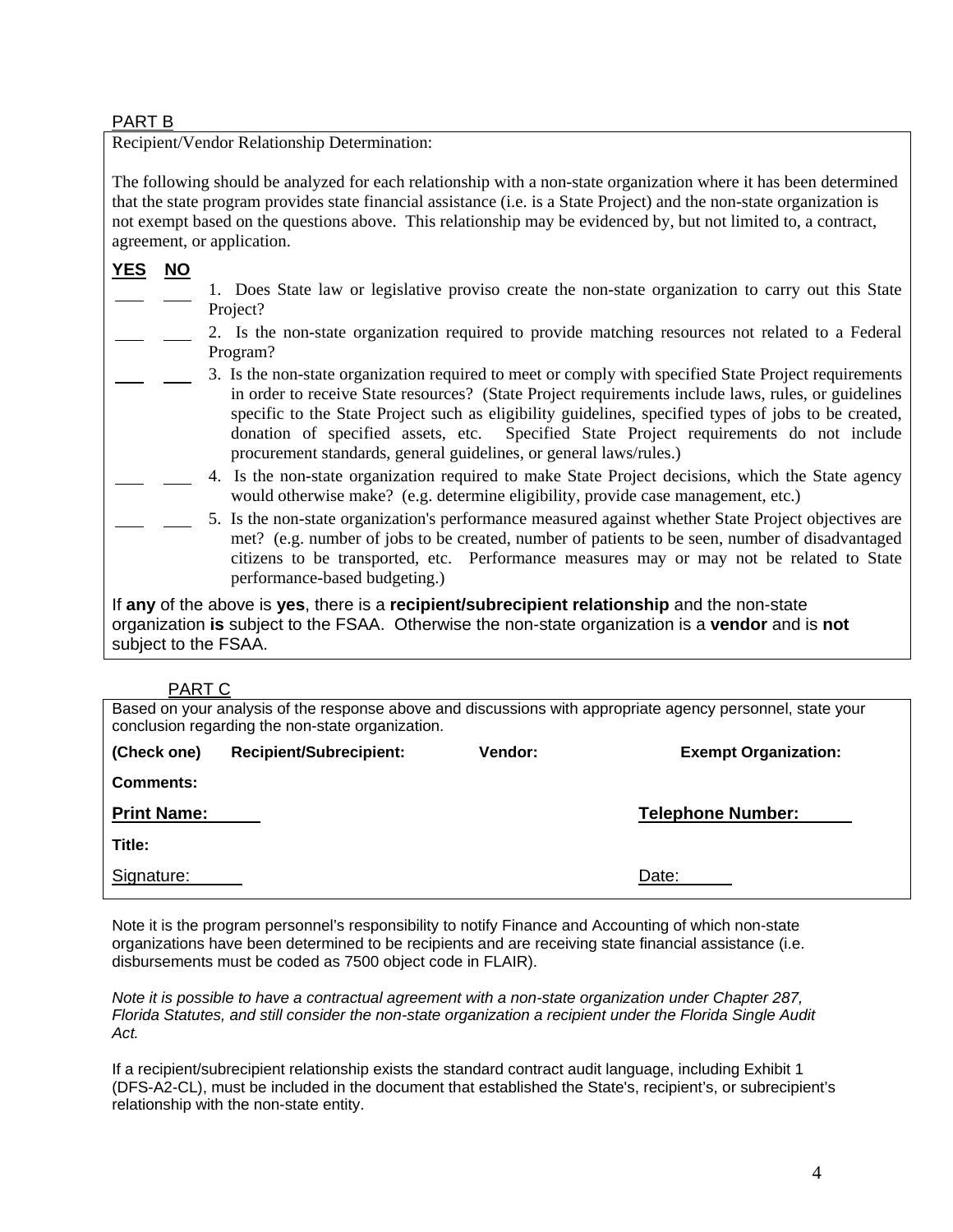PART B

Recipient/Vendor Relationship Determination:

The following should be analyzed for each relationship with a non-state organization where it has been determined that the state program provides state financial assistance (i.e. is a State Project) and the non-state organization is not exempt based on the questions above. This relationship may be evidenced by, but not limited to, a contract, agreement, or application.

| YES | NO | |
|---|---|---|
| ___ | ___ | 1. Does State law or legislative proviso create the non-state organization to carry out this State Project? |
| ___ | ___ | 2. Is the non-state organization required to provide matching resources not related to a Federal Program? |
| ___ | ___ | 3. Is the non-state organization required to meet or comply with specified State Project requirements in order to receive State resources? (State Project requirements include laws, rules, or guidelines specific to the State Project such as eligibility guidelines, specified types of jobs to be created, donation of specified assets, etc. Specified State Project requirements do not include procurement standards, general guidelines, or general laws/rules.) |
| ___ | ___ | 4. Is the non-state organization required to make State Project decisions, which the State agency would otherwise make? (e.g. determine eligibility, provide case management, etc.) |
| ___ | ___ | 5. Is the non-state organization's performance measured against whether State Project objectives are met? (e.g. number of jobs to be created, number of patients to be seen, number of disadvantaged citizens to be transported, etc. Performance measures may or may not be related to State performance-based budgeting.) |

If **any** of the above is **yes**, there is a **recipient/subrecipient relationship** and the non-state organization **is** subject to the FSAA. Otherwise the non-state organization is a **vendor** and is **not** subject to the FSAA.

PART C

Based on your analysis of the response above and discussions with appropriate agency personnel, state your conclusion regarding the non-state organization.

**(Check one)** **Recipient/Subrecipient:** **Vendor:** **Exempt Organization:**

**Comments:**

**Print Name:** ______ **Telephone Number:** ______

**Title:**

Signature: ______ Date: ______

Note it is the program personnel's responsibility to notify Finance and Accounting of which non-state organizations have been determined to be recipients and are receiving state financial assistance (i.e. disbursements must be coded as 7500 object code in FLAIR).

*Note it is possible to have a contractual agreement with a non-state organization under Chapter 287, Florida Statutes, and still consider the non-state organization a recipient under the Florida Single Audit Act.*

If a recipient/subrecipient relationship exists the standard contract audit language, including Exhibit 1 (DFS-A2-CL), must be included in the document that established the State's, recipient's, or subrecipient's relationship with the non-state entity.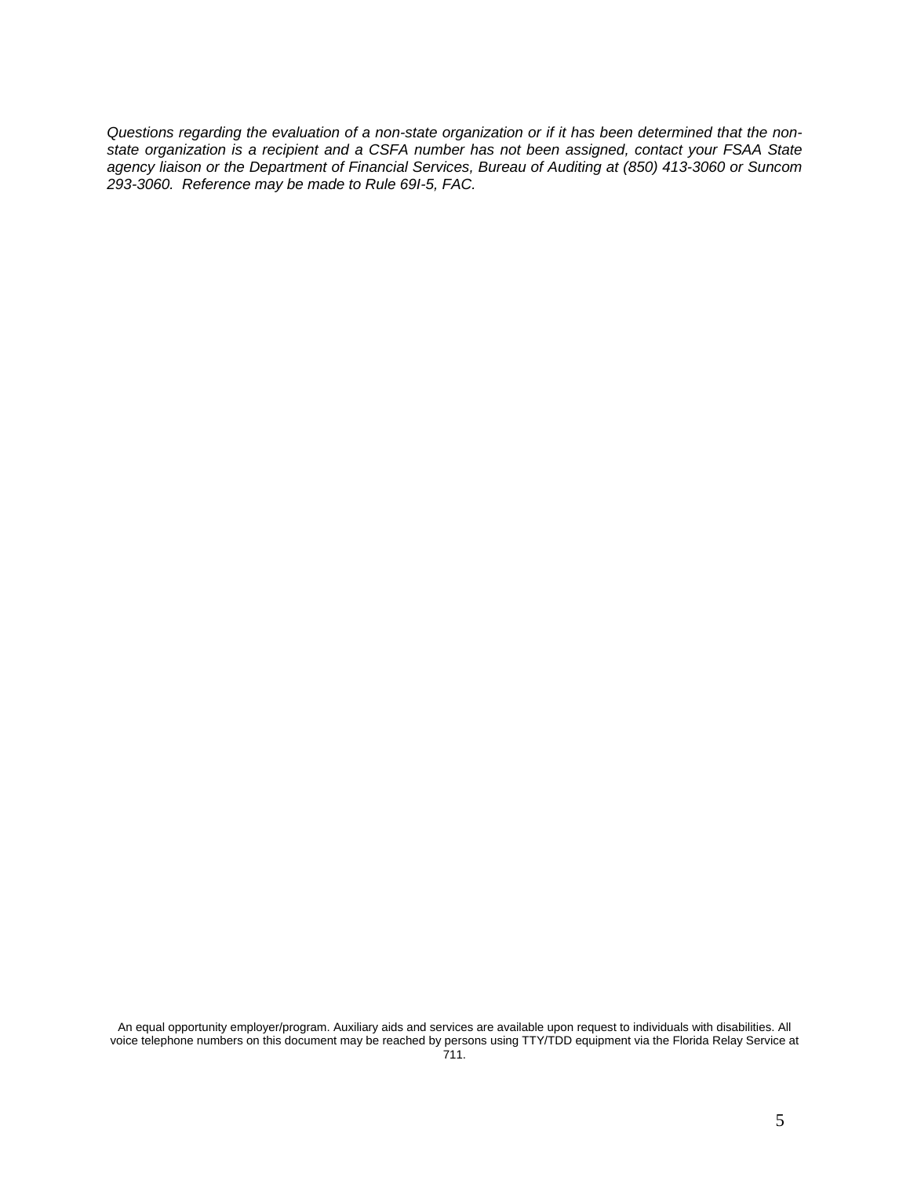*Questions regarding the evaluation of a non-state organization or if it has been determined that the non-state organization is a recipient and a CSFA number has not been assigned, contact your FSAA State agency liaison or the Department of Financial Services, Bureau of Auditing at (850) 413-3060 or Suncom 293-3060. Reference may be made to Rule 69I-5, FAC.*

An equal opportunity employer/program. Auxiliary aids and services are available upon request to individuals with disabilities. All voice telephone numbers on this document may be reached by persons using TTY/TDD equipment via the Florida Relay Service at 711.